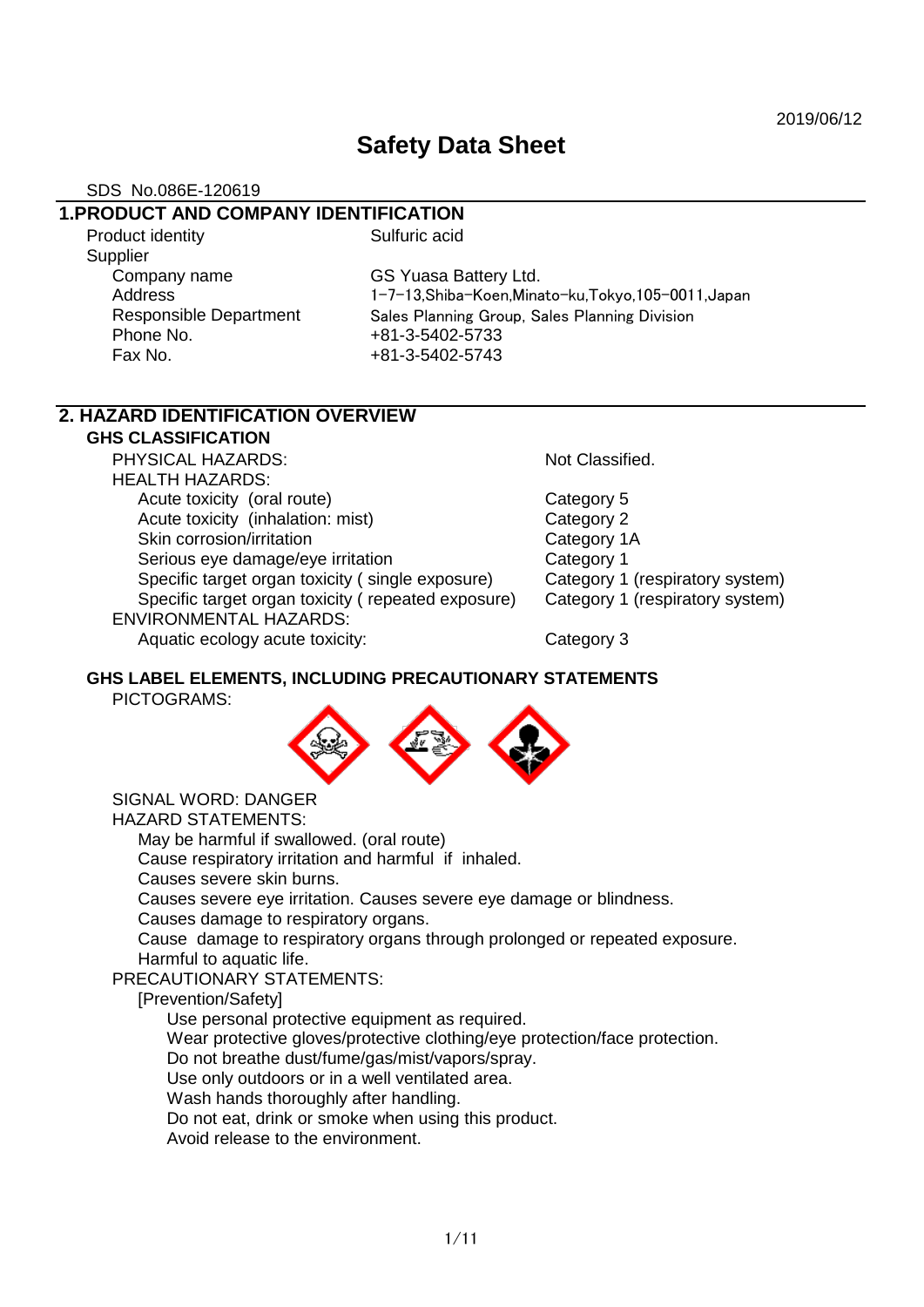2019/06/12

# Safety Data Sheet

SDS No.086E-120619

## 1.PRODUCT AND COMPANY IDENTIFICATION

| | |
|---|---|
| Product identity | Sulfuric acid |
| Supplier | |
| Company name | GS Yuasa Battery Ltd. |
| Address | 1-7-13,Shiba-Koen,Minato-ku,Tokyo,105-0011,Japan |
| Responsible Department | Sales Planning Group, Sales Planning Division |
| Phone No. | +81-3-5402-5733 |
| Fax No. | +81-3-5402-5743 |

## 2. HAZARD IDENTIFICATION OVERVIEW

### GHS CLASSIFICATION

| | |
|---|---|
| PHYSICAL HAZARDS: | Not Classified. |
| HEALTH HAZARDS: | |
| Acute toxicity (oral route) | Category 5 |
| Acute toxicity (inhalation: mist) | Category 2 |
| Skin corrosion/irritation | Category 1A |
| Serious eye damage/eye irritation | Category 1 |
| Specific target organ toxicity ( single exposure) | Category 1 (respiratory system) |
| Specific target organ toxicity ( repeated exposure) | Category 1 (respiratory system) |
| ENVIRONMENTAL HAZARDS: | |
| Aquatic ecology acute toxicity: | Category 3 |

### GHS LABEL ELEMENTS, INCLUDING PRECAUTIONARY STATEMENTS

PICTOGRAMS:

SIGNAL WORD: DANGER

HAZARD STATEMENTS:

- May be harmful if swallowed. (oral route)
- Cause respiratory irritation and harmful if inhaled.
- Causes severe skin burns.
- Causes severe eye irritation. Causes severe eye damage or blindness.
- Causes damage to respiratory organs.
- Cause damage to respiratory organs through prolonged or repeated exposure.
- Harmful to aquatic life.

PRECAUTIONARY STATEMENTS:

[Prevention/Safety]

- Use personal protective equipment as required.
- Wear protective gloves/protective clothing/eye protection/face protection.
- Do not breathe dust/fume/gas/mist/vapors/spray.
- Use only outdoors or in a well ventilated area.
- Wash hands thoroughly after handling.
- Do not eat, drink or smoke when using this product.
- Avoid release to the environment.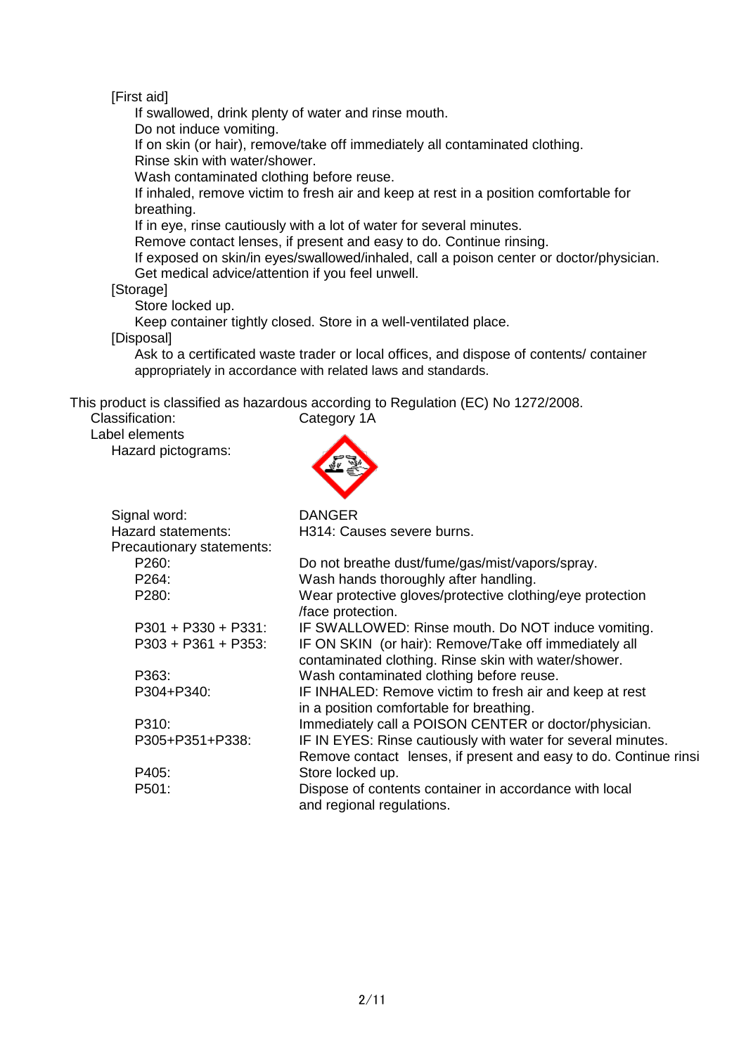[First aid]

If swallowed, drink plenty of water and rinse mouth.
Do not induce vomiting.
If on skin (or hair), remove/take off immediately all contaminated clothing.
Rinse skin with water/shower.
Wash contaminated clothing before reuse.
If inhaled, remove victim to fresh air and keep at rest in a position comfortable for breathing.
If in eye, rinse cautiously with a lot of water for several minutes.
Remove contact lenses, if present and easy to do. Continue rinsing.
If exposed on skin/in eyes/swallowed/inhaled, call a poison center or doctor/physician.
Get medical advice/attention if you feel unwell.

[Storage]

Store locked up.
Keep container tightly closed. Store in a well-ventilated place.

[Disposal]

Ask to a certificated waste trader or local offices, and dispose of contents/ container appropriately in accordance with related laws and standards.

This product is classified as hazardous according to Regulation (EC) No 1272/2008.

Classification: Category 1A

Label elements

Hazard pictograms:

Signal word: DANGER

Hazard statements: H314: Causes severe burns.

Precautionary statements:

| | |
|---|---|
| P260: | Do not breathe dust/fume/gas/mist/vapors/spray. |
| P264: | Wash hands thoroughly after handling. |
| P280: | Wear protective gloves/protective clothing/eye protection /face protection. |
| P301 + P330 + P331: | IF SWALLOWED: Rinse mouth. Do NOT induce vomiting. |
| P303 + P361 + P353: | IF ON SKIN (or hair): Remove/Take off immediately all contaminated clothing. Rinse skin with water/shower. |
| P363: | Wash contaminated clothing before reuse. |
| P304+P340: | IF INHALED: Remove victim to fresh air and keep at rest in a position comfortable for breathing. |
| P310: | Immediately call a POISON CENTER or doctor/physician. |
| P305+P351+P338: | IF IN EYES: Rinse cautiously with water for several minutes. Remove contact lenses, if present and easy to do. Continue rinsi |
| P405: | Store locked up. |
| P501: | Dispose of contents container in accordance with local and regional regulations. |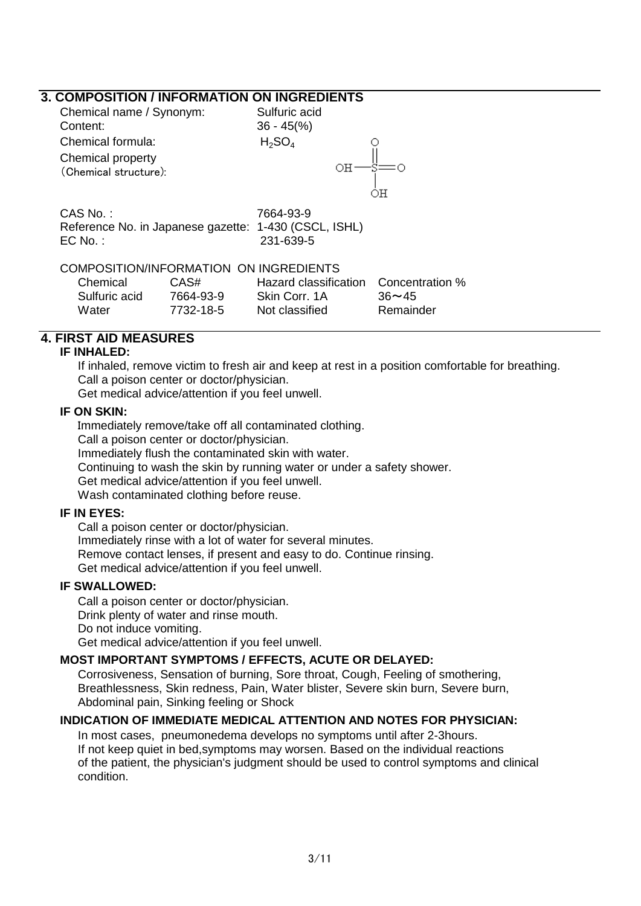## 3. COMPOSITION / INFORMATION ON INGREDIENTS

Chemical name / Synonym: Sulfuric acid
Content: 36 - 45(%)
Chemical formula: $H_2SO_4$
Chemical property (Chemical structure):

$$HO-S(=O)_2-OH$$

CAS No. : 7664-93-9
Reference No. in Japanese gazette: 1-430 (CSCL, ISHL)
EC No. : 231-639-5

COMPOSITION/INFORMATION ON INGREDIENTS

| Chemical | CAS# | Hazard classification | Concentration % |
|---|---|---|---|
| Sulfuric acid | 7664-93-9 | Skin Corr. 1A | 36～45 |
| Water | 7732-18-5 | Not classified | Remainder |

## 4. FIRST AID MEASURES

### IF INHALED:

If inhaled, remove victim to fresh air and keep at rest in a position comfortable for breathing.
Call a poison center or doctor/physician.
Get medical advice/attention if you feel unwell.

### IF ON SKIN:

Immediately remove/take off all contaminated clothing.
Call a poison center or doctor/physician.
Immediately flush the contaminated skin with water.
Continuing to wash the skin by running water or under a safety shower.
Get medical advice/attention if you feel unwell.
Wash contaminated clothing before reuse.

### IF IN EYES:

Call a poison center or doctor/physician.
Immediately rinse with a lot of water for several minutes.
Remove contact lenses, if present and easy to do. Continue rinsing.
Get medical advice/attention if you feel unwell.

### IF SWALLOWED:

Call a poison center or doctor/physician.
Drink plenty of water and rinse mouth.
Do not induce vomiting.
Get medical advice/attention if you feel unwell.

### MOST IMPORTANT SYMPTOMS / EFFECTS, ACUTE OR DELAYED:

Corrosiveness, Sensation of burning, Sore throat, Cough, Feeling of smothering, Breathlessness, Skin redness, Pain, Water blister, Severe skin burn, Severe burn, Abdominal pain, Sinking feeling or Shock

### INDICATION OF IMMEDIATE MEDICAL ATTENTION AND NOTES FOR PHYSICIAN:

In most cases, pneumonedema develops no symptoms until after 2-3hours.
If not keep quiet in bed,symptoms may worsen. Based on the individual reactions of the patient, the physician's judgment should be used to control symptoms and clinical condition.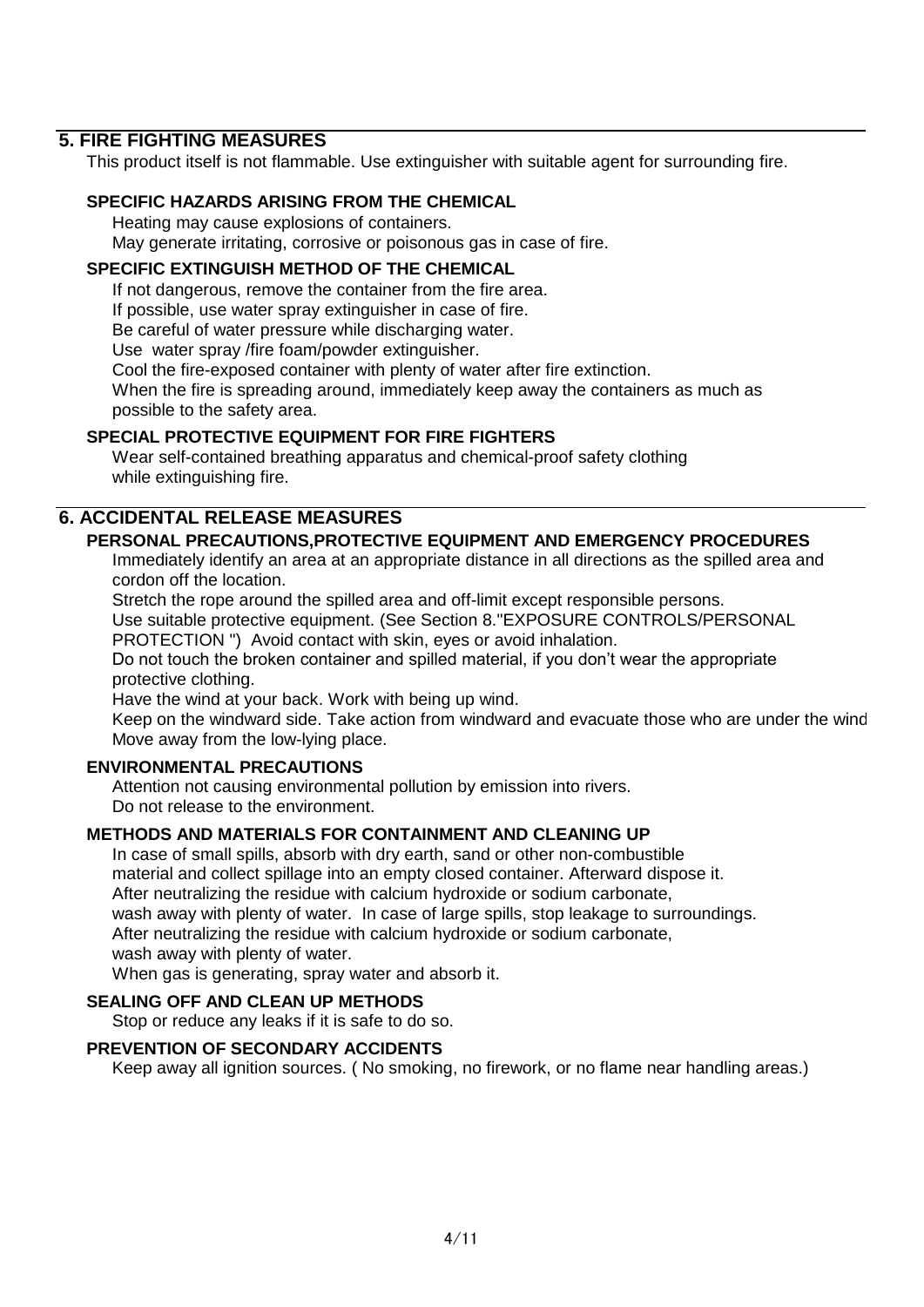## 5. FIRE FIGHTING MEASURES

This product itself is not flammable. Use extinguisher with suitable agent for surrounding fire.

### SPECIFIC HAZARDS ARISING FROM THE CHEMICAL

Heating may cause explosions of containers.
May generate irritating, corrosive or poisonous gas in case of fire.

### SPECIFIC EXTINGUISH METHOD OF THE CHEMICAL

If not dangerous, remove the container from the fire area.
If possible, use water spray extinguisher in case of fire.
Be careful of water pressure while discharging water.
Use water spray /fire foam/powder extinguisher.
Cool the fire-exposed container with plenty of water after fire extinction.
When the fire is spreading around, immediately keep away the containers as much as possible to the safety area.

### SPECIAL PROTECTIVE EQUIPMENT FOR FIRE FIGHTERS

Wear self-contained breathing apparatus and chemical-proof safety clothing while extinguishing fire.

## 6. ACCIDENTAL RELEASE MEASURES

### PERSONAL PRECAUTIONS,PROTECTIVE EQUIPMENT AND EMERGENCY PROCEDURES

Immediately identify an area at an appropriate distance in all directions as the spilled area and cordon off the location.
Stretch the rope around the spilled area and off-limit except responsible persons.
Use suitable protective equipment. (See Section 8."EXPOSURE CONTROLS/PERSONAL PROTECTION ") Avoid contact with skin, eyes or avoid inhalation.
Do not touch the broken container and spilled material, if you don't wear the appropriate protective clothing.
Have the wind at your back. Work with being up wind.
Keep on the windward side. Take action from windward and evacuate those who are under the wind
Move away from the low-lying place.

### ENVIRONMENTAL PRECAUTIONS

Attention not causing environmental pollution by emission into rivers.
Do not release to the environment.

### METHODS AND MATERIALS FOR CONTAINMENT AND CLEANING UP

In case of small spills, absorb with dry earth, sand or other non-combustible material and collect spillage into an empty closed container. Afterward dispose it.
After neutralizing the residue with calcium hydroxide or sodium carbonate, wash away with plenty of water. In case of large spills, stop leakage to surroundings.
After neutralizing the residue with calcium hydroxide or sodium carbonate, wash away with plenty of water.
When gas is generating, spray water and absorb it.

### SEALING OFF AND CLEAN UP METHODS

Stop or reduce any leaks if it is safe to do so.

### PREVENTION OF SECONDARY ACCIDENTS

Keep away all ignition sources. ( No smoking, no firework, or no flame near handling areas.)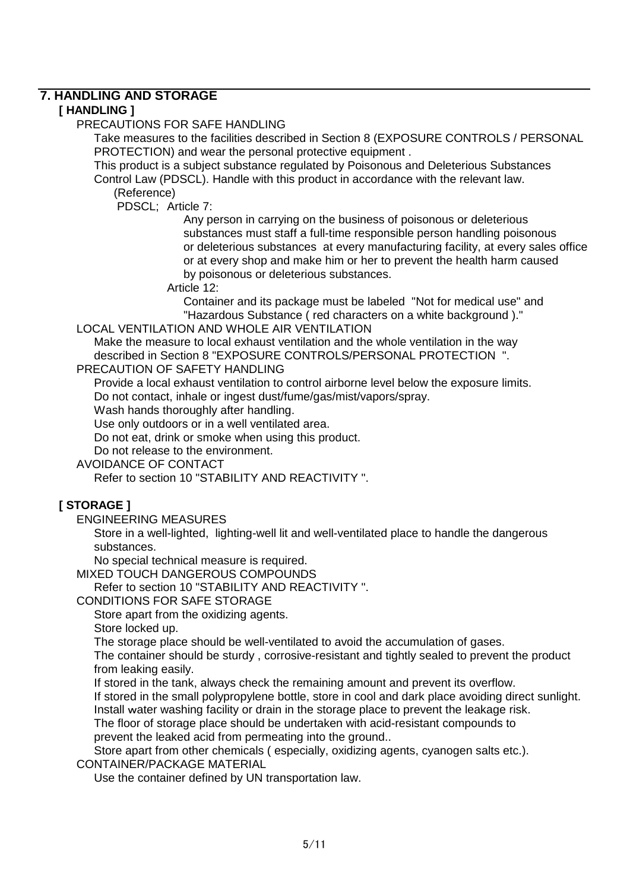## 7. HANDLING AND STORAGE

### [ HANDLING ]

PRECAUTIONS FOR SAFE HANDLING

Take measures to the facilities described in Section 8 (EXPOSURE CONTROLS / PERSONAL PROTECTION) and wear the personal protective equipment .

This product is a subject substance regulated by Poisonous and Deleterious Substances Control Law (PDSCL). Handle with this product in accordance with the relevant law.

(Reference)

PDSCL; Article 7:

Any person in carrying on the business of poisonous or deleterious substances must staff a full-time responsible person handling poisonous or deleterious substances at every manufacturing facility, at every sales office or at every shop and make him or her to prevent the health harm caused by poisonous or deleterious substances.

Article 12:

Container and its package must be labeled "Not for medical use" and "Hazardous Substance ( red characters on a white background )."

LOCAL VENTILATION AND WHOLE AIR VENTILATION

Make the measure to local exhaust ventilation and the whole ventilation in the way described in Section 8 "EXPOSURE CONTROLS/PERSONAL PROTECTION ".

PRECAUTION OF SAFETY HANDLING

Provide a local exhaust ventilation to control airborne level below the exposure limits.

Do not contact, inhale or ingest dust/fume/gas/mist/vapors/spray.

Wash hands thoroughly after handling.

Use only outdoors or in a well ventilated area.

Do not eat, drink or smoke when using this product.

Do not release to the environment.

AVOIDANCE OF CONTACT

Refer to section 10 "STABILITY AND REACTIVITY ".

### [ STORAGE ]

ENGINEERING MEASURES

Store in a well-lighted, lighting-well lit and well-ventilated place to handle the dangerous substances.

No special technical measure is required.

MIXED TOUCH DANGEROUS COMPOUNDS

Refer to section 10 "STABILITY AND REACTIVITY ".

CONDITIONS FOR SAFE STORAGE

Store apart from the oxidizing agents.

Store locked up.

The storage place should be well-ventilated to avoid the accumulation of gases.

The container should be sturdy , corrosive-resistant and tightly sealed to prevent the product from leaking easily.

If stored in the tank, always check the remaining amount and prevent its overflow.

If stored in the small polypropylene bottle, store in cool and dark place avoiding direct sunlight.

Install water washing facility or drain in the storage place to prevent the leakage risk.

The floor of storage place should be undertaken with acid-resistant compounds to prevent the leaked acid from permeating into the ground..

Store apart from other chemicals ( especially, oxidizing agents, cyanogen salts etc.).

CONTAINER/PACKAGE MATERIAL

Use the container defined by UN transportation law.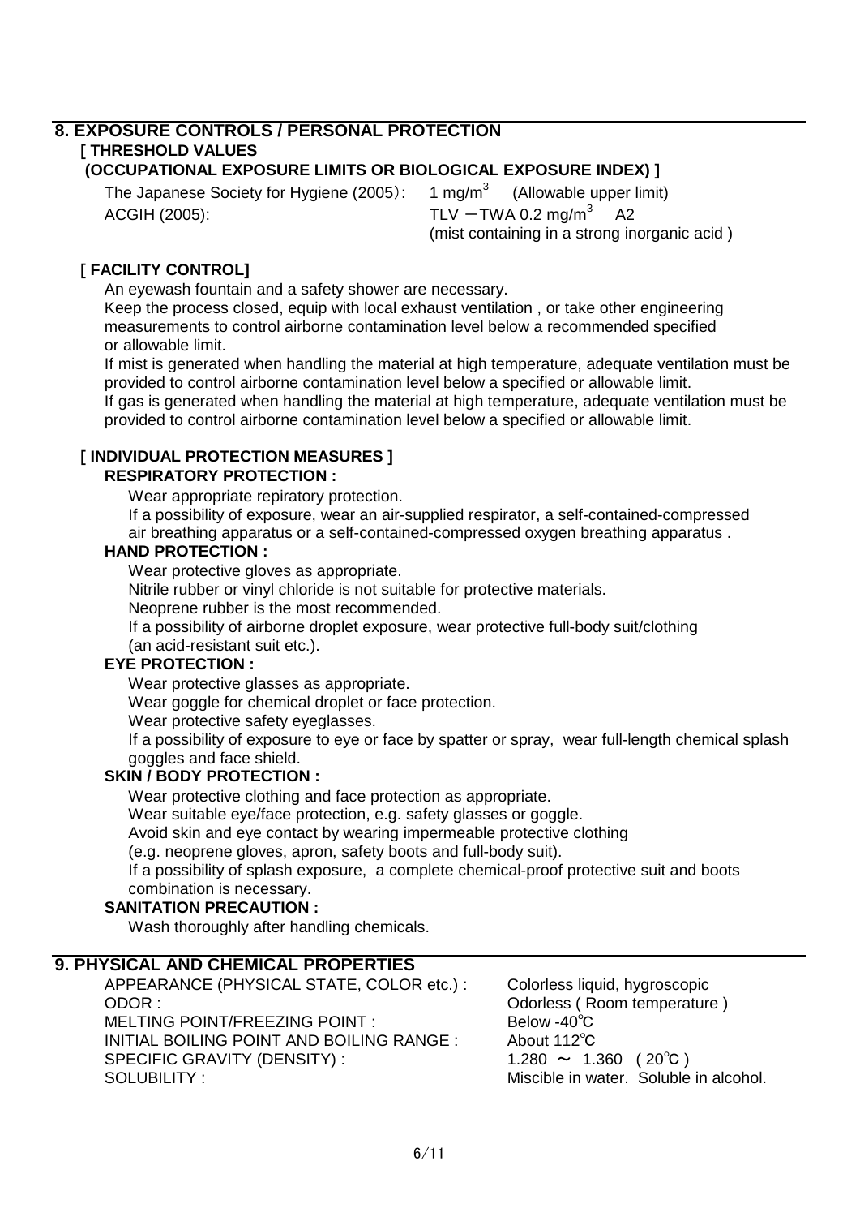## 8. EXPOSURE CONTROLS / PERSONAL PROTECTION

### [ THRESHOLD VALUES (OCCUPATIONAL EXPOSURE LIMITS OR BIOLOGICAL EXPOSURE INDEX) ]

| | |
|---|---|
| The Japanese Society for Hygiene (2005): | 1 $mg/m^3$ (Allowable upper limit) |
| ACGIH (2005): | TLV －TWA 0.2 $mg/m^3$ A2 (mist containing in a strong inorganic acid ) |

### [ FACILITY CONTROL]

An eyewash fountain and a safety shower are necessary.
Keep the process closed, equip with local exhaust ventilation , or take other engineering measurements to control airborne contamination level below a recommended specified or allowable limit.
If mist is generated when handling the material at high temperature, adequate ventilation must be provided to control airborne contamination level below a specified or allowable limit.
If gas is generated when handling the material at high temperature, adequate ventilation must be provided to control airborne contamination level below a specified or allowable limit.

### [ INDIVIDUAL PROTECTION MEASURES ]

**RESPIRATORY PROTECTION :**

Wear appropriate repiratory protection.
If a possibility of exposure, wear an air-supplied respirator, a self-contained-compressed air breathing apparatus or a self-contained-compressed oxygen breathing apparatus .

**HAND PROTECTION :**

Wear protective gloves as appropriate.
Nitrile rubber or vinyl chloride is not suitable for protective materials.
Neoprene rubber is the most recommended.
If a possibility of airborne droplet exposure, wear protective full-body suit/clothing (an acid-resistant suit etc.).

**EYE PROTECTION :**

Wear protective glasses as appropriate.
Wear goggle for chemical droplet or face protection.
Wear protective safety eyeglasses.
If a possibility of exposure to eye or face by spatter or spray, wear full-length chemical splash goggles and face shield.

**SKIN / BODY PROTECTION :**

Wear protective clothing and face protection as appropriate.
Wear suitable eye/face protection, e.g. safety glasses or goggle.
Avoid skin and eye contact by wearing impermeable protective clothing (e.g. neoprene gloves, apron, safety boots and full-body suit).
If a possibility of splash exposure, a complete chemical-proof protective suit and boots combination is necessary.

**SANITATION PRECAUTION :**

Wash thoroughly after handling chemicals.

## 9. PHYSICAL AND CHEMICAL PROPERTIES

| | |
|---|---|
| APPEARANCE (PHYSICAL STATE, COLOR etc.) : | Colorless liquid, hygroscopic |
| ODOR : | Odorless ( Room temperature ) |
| MELTING POINT/FREEZING POINT : | Below -40℃ |
| INITIAL BOILING POINT AND BOILING RANGE : | About 112℃ |
| SPECIFIC GRAVITY (DENSITY) : | 1.280 ～ 1.360 ( 20℃ ) |
| SOLUBILITY : | Miscible in water. Soluble in alcohol. |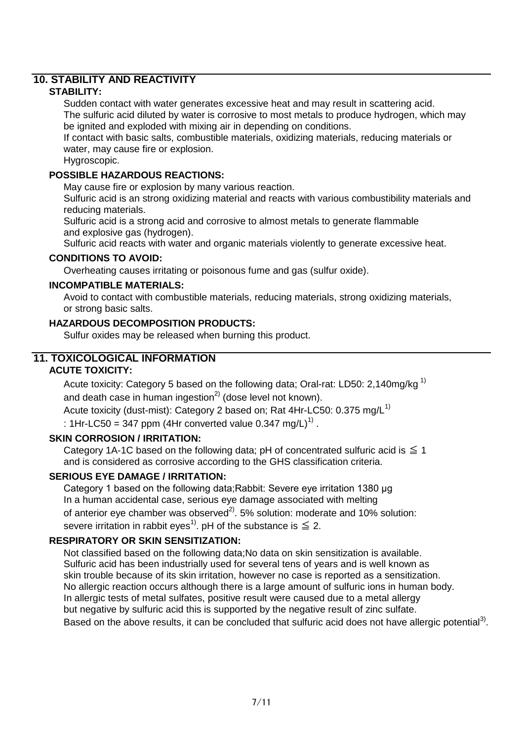## 10. STABILITY AND REACTIVITY

### STABILITY:

Sudden contact with water generates excessive heat and may result in scattering acid.
The sulfuric acid diluted by water is corrosive to most metals to produce hydrogen, which may be ignited and exploded with mixing air in depending on conditions.
If contact with basic salts, combustible materials, oxidizing materials, reducing materials or water, may cause fire or explosion.
Hygroscopic.

### POSSIBLE HAZARDOUS REACTIONS:

May cause fire or explosion by many various reaction.
Sulfuric acid is an strong oxidizing material and reacts with various combustibility materials and reducing materials.
Sulfuric acid is a strong acid and corrosive to almost metals to generate flammable and explosive gas (hydrogen).
Sulfuric acid reacts with water and organic materials violently to generate excessive heat.

### CONDITIONS TO AVOID:

Overheating causes irritating or poisonous fume and gas (sulfur oxide).

### INCOMPATIBLE MATERIALS:

Avoid to contact with combustible materials, reducing materials, strong oxidizing materials, or strong basic salts.

### HAZARDOUS DECOMPOSITION PRODUCTS:

Sulfur oxides may be released when burning this product.

## 11. TOXICOLOGICAL INFORMATION

### ACUTE TOXICITY:

Acute toxicity: Category 5 based on the following data; Oral-rat: LD50: 2,140mg/kg [1] and death case in human ingestion[2] (dose level not known).
Acute toxicity (dust-mist): Category 2 based on; Rat 4Hr-LC50: 0.375 mg/L[1] : 1Hr-LC50 = 347 ppm (4Hr converted value 0.347 mg/L)[1] .

### SKIN CORROSION / IRRITATION:

Category 1A-1C based on the following data; pH of concentrated sulfuric acid is ≦ 1 and is considered as corrosive according to the GHS classification criteria.

### SERIOUS EYE DAMAGE / IRRITATION:

Category 1 based on the following data;Rabbit: Severe eye irritation 1380 μg
In a human accidental case, serious eye damage associated with melting of anterior eye chamber was observed[2]. 5% solution: moderate and 10% solution: severe irritation in rabbit eyes[1]. pH of the substance is ≦ 2.

### RESPIRATORY OR SKIN SENSITIZATION:

Not classified based on the following data;No data on skin sensitization is available.
Sulfuric acid has been industrially used for several tens of years and is well known as skin trouble because of its skin irritation, however no case is reported as a sensitization.
No allergic reaction occurs although there is a large amount of sulfuric ions in human body.
In allergic tests of metal sulfates, positive result were caused due to a metal allergy but negative by sulfuric acid this is supported by the negative result of zinc sulfate.
Based on the above results, it can be concluded that sulfuric acid does not have allergic potential[3].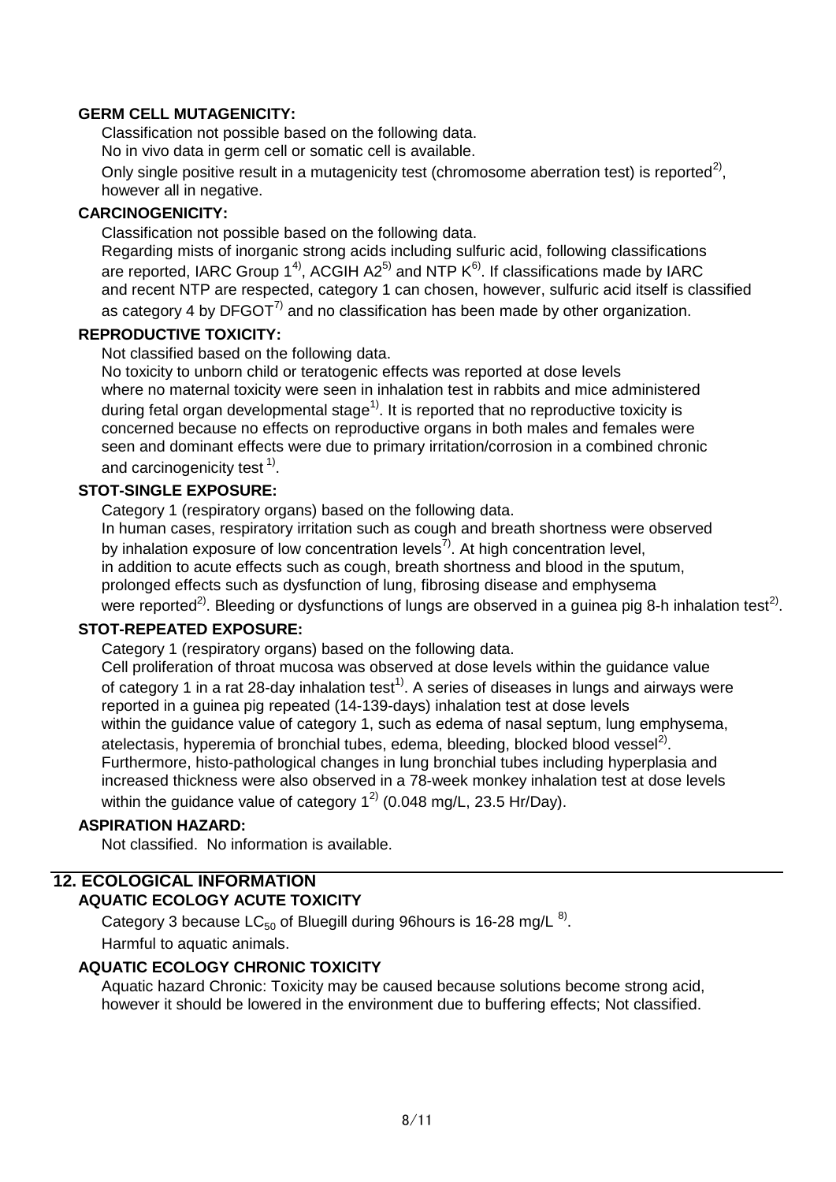**GERM CELL MUTAGENICITY:**

Classification not possible based on the following data.

No in vivo data in germ cell or somatic cell is available.

Only single positive result in a mutagenicity test (chromosome aberration test) is reported[2], however all in negative.

**CARCINOGENICITY:**

Classification not possible based on the following data.

Regarding mists of inorganic strong acids including sulfuric acid, following classifications are reported, IARC Group 1[4], ACGIH A2[5] and NTP K[6]. If classifications made by IARC and recent NTP are respected, category 1 can chosen, however, sulfuric acid itself is classified as category 4 by DFGOT[7] and no classification has been made by other organization.

**REPRODUCTIVE TOXICITY:**

Not classified based on the following data.

No toxicity to unborn child or teratogenic effects was reported at dose levels where no maternal toxicity were seen in inhalation test in rabbits and mice administered during fetal organ developmental stage[1]. It is reported that no reproductive toxicity is concerned because no effects on reproductive organs in both males and females were seen and dominant effects were due to primary irritation/corrosion in a combined chronic and carcinogenicity test [1].

**STOT-SINGLE EXPOSURE:**

Category 1 (respiratory organs) based on the following data.

In human cases, respiratory irritation such as cough and breath shortness were observed by inhalation exposure of low concentration levels[7]. At high concentration level, in addition to acute effects such as cough, breath shortness and blood in the sputum, prolonged effects such as dysfunction of lung, fibrosing disease and emphysema were reported[2]. Bleeding or dysfunctions of lungs are observed in a guinea pig 8-h inhalation test[2].

**STOT-REPEATED EXPOSURE:**

Category 1 (respiratory organs) based on the following data.

Cell proliferation of throat mucosa was observed at dose levels within the guidance value of category 1 in a rat 28-day inhalation test[1]. A series of diseases in lungs and airways were reported in a guinea pig repeated (14-139-days) inhalation test at dose levels within the guidance value of category 1, such as edema of nasal septum, lung emphysema, atelectasis, hyperemia of bronchial tubes, edema, bleeding, blocked blood vessel[2]. Furthermore, histo-pathological changes in lung bronchial tubes including hyperplasia and increased thickness were also observed in a 78-week monkey inhalation test at dose levels within the guidance value of category 1[2] (0.048 mg/L, 23.5 Hr/Day).

**ASPIRATION HAZARD:**

Not classified. No information is available.

## 12. ECOLOGICAL INFORMATION

**AQUATIC ECOLOGY ACUTE TOXICITY**

Category 3 because $LC_{50}$ of Bluegill during 96hours is 16-28 mg/L [8].

Harmful to aquatic animals.

**AQUATIC ECOLOGY CHRONIC TOXICITY**

Aquatic hazard Chronic: Toxicity may be caused because solutions become strong acid, however it should be lowered in the environment due to buffering effects; Not classified.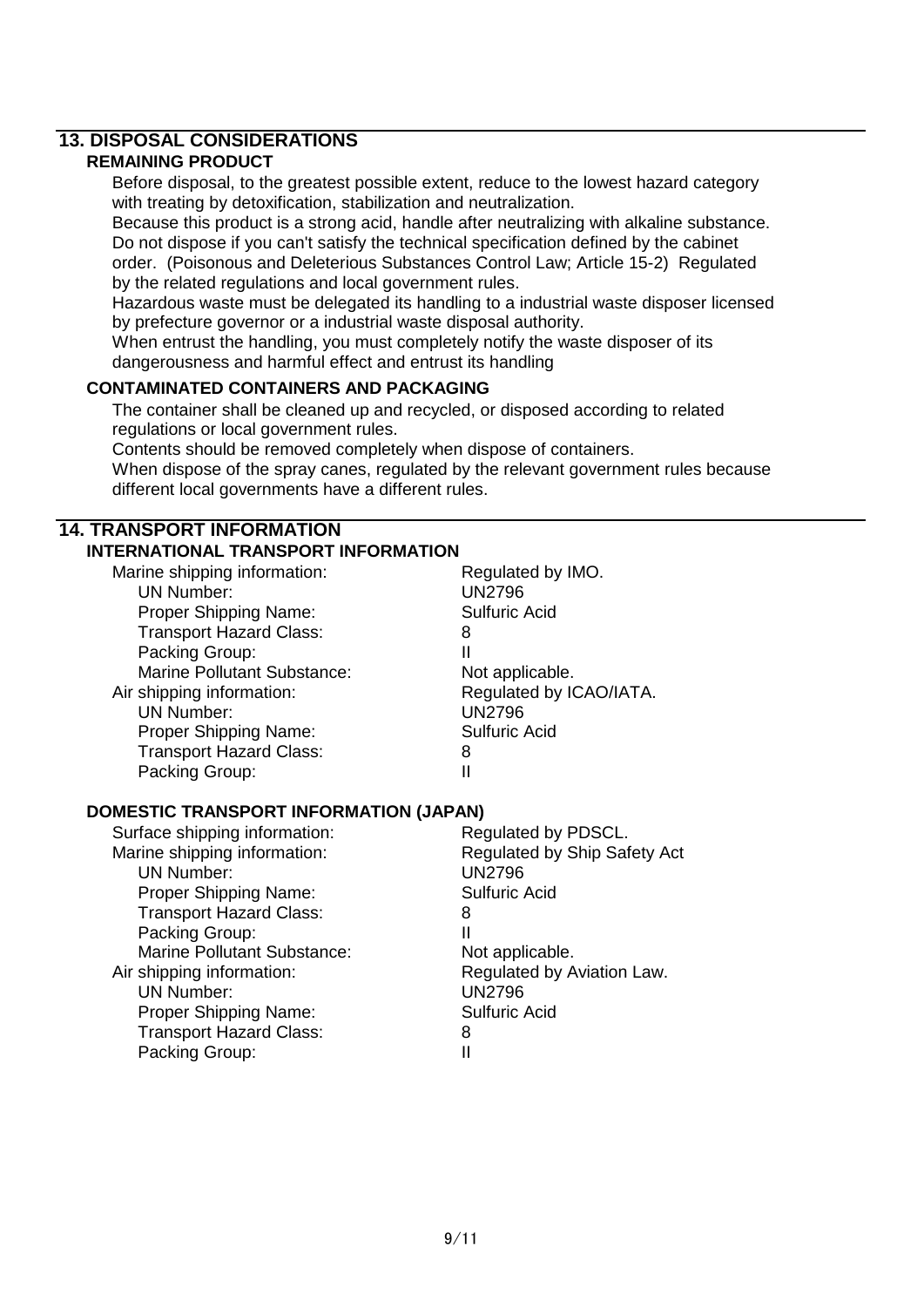## 13. DISPOSAL CONSIDERATIONS

### REMAINING PRODUCT

Before disposal, to the greatest possible extent, reduce to the lowest hazard category with treating by detoxification, stabilization and neutralization.
Because this product is a strong acid, handle after neutralizing with alkaline substance.
Do not dispose if you can't satisfy the technical specification defined by the cabinet order. (Poisonous and Deleterious Substances Control Law; Article 15-2) Regulated by the related regulations and local government rules.
Hazardous waste must be delegated its handling to a industrial waste disposer licensed by prefecture governor or a industrial waste disposal authority.
When entrust the handling, you must completely notify the waste disposer of its dangerousness and harmful effect and entrust its handling

### CONTAMINATED CONTAINERS AND PACKAGING

The container shall be cleaned up and recycled, or disposed according to related regulations or local government rules.
Contents should be removed completely when dispose of containers.
When dispose of the spray canes, regulated by the relevant government rules because different local governments have a different rules.

## 14. TRANSPORT INFORMATION

### INTERNATIONAL TRANSPORT INFORMATION

| | |
|---|---|
| Marine shipping information: | Regulated by IMO. |
| UN Number: | UN2796 |
| Proper Shipping Name: | Sulfuric Acid |
| Transport Hazard Class: | 8 |
| Packing Group: | II |
| Marine Pollutant Substance: | Not applicable. |
| Air shipping information: | Regulated by ICAO/IATA. |
| UN Number: | UN2796 |
| Proper Shipping Name: | Sulfuric Acid |
| Transport Hazard Class: | 8 |
| Packing Group: | II |

### DOMESTIC TRANSPORT INFORMATION (JAPAN)

| | |
|---|---|
| Surface shipping information: | Regulated by PDSCL. |
| Marine shipping information: | Regulated by Ship Safety Act |
| UN Number: | UN2796 |
| Proper Shipping Name: | Sulfuric Acid |
| Transport Hazard Class: | 8 |
| Packing Group: | II |
| Marine Pollutant Substance: | Not applicable. |
| Air shipping information: | Regulated by Aviation Law. |
| UN Number: | UN2796 |
| Proper Shipping Name: | Sulfuric Acid |
| Transport Hazard Class: | 8 |
| Packing Group: | II |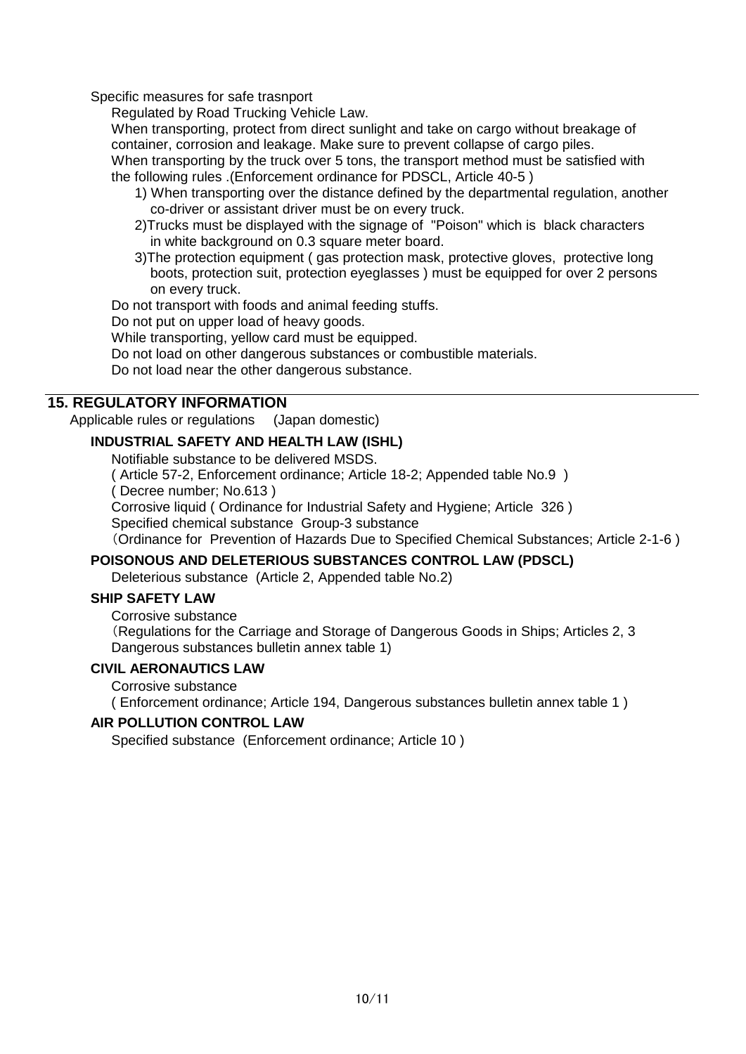Specific measures for safe trasnport

Regulated by Road Trucking Vehicle Law.

When transporting, protect from direct sunlight and take on cargo without breakage of container, corrosion and leakage. Make sure to prevent collapse of cargo piles.

When transporting by the truck over 5 tons, the transport method must be satisfied with the following rules .(Enforcement ordinance for PDSCL, Article 40-5 )

1) When transporting over the distance defined by the departmental regulation, another co-driver or assistant driver must be on every truck.
2)Trucks must be displayed with the signage of "Poison" which is black characters in white background on 0.3 square meter board.
3)The protection equipment ( gas protection mask, protective gloves, protective long boots, protection suit, protection eyeglasses ) must be equipped for over 2 persons on every truck.

Do not transport with foods and animal feeding stuffs.

Do not put on upper load of heavy goods.

While transporting, yellow card must be equipped.

Do not load on other dangerous substances or combustible materials.

Do not load near the other dangerous substance.

## 15. REGULATORY INFORMATION

Applicable rules or regulations (Japan domestic)

### INDUSTRIAL SAFETY AND HEALTH LAW (ISHL)

Notifiable substance to be delivered MSDS.

( Article 57-2, Enforcement ordinance; Article 18-2; Appended table No.9 )

( Decree number; No.613 )

Corrosive liquid ( Ordinance for Industrial Safety and Hygiene; Article 326 )

Specified chemical substance Group-3 substance

（Ordinance for Prevention of Hazards Due to Specified Chemical Substances; Article 2-1-6 )

### POISONOUS AND DELETERIOUS SUBSTANCES CONTROL LAW (PDSCL)

Deleterious substance (Article 2, Appended table No.2)

### SHIP SAFETY LAW

Corrosive substance

（Regulations for the Carriage and Storage of Dangerous Goods in Ships; Articles 2, 3 Dangerous substances bulletin annex table 1)

### CIVIL AERONAUTICS LAW

Corrosive substance

( Enforcement ordinance; Article 194, Dangerous substances bulletin annex table 1 )

### AIR POLLUTION CONTROL LAW

Specified substance (Enforcement ordinance; Article 10 )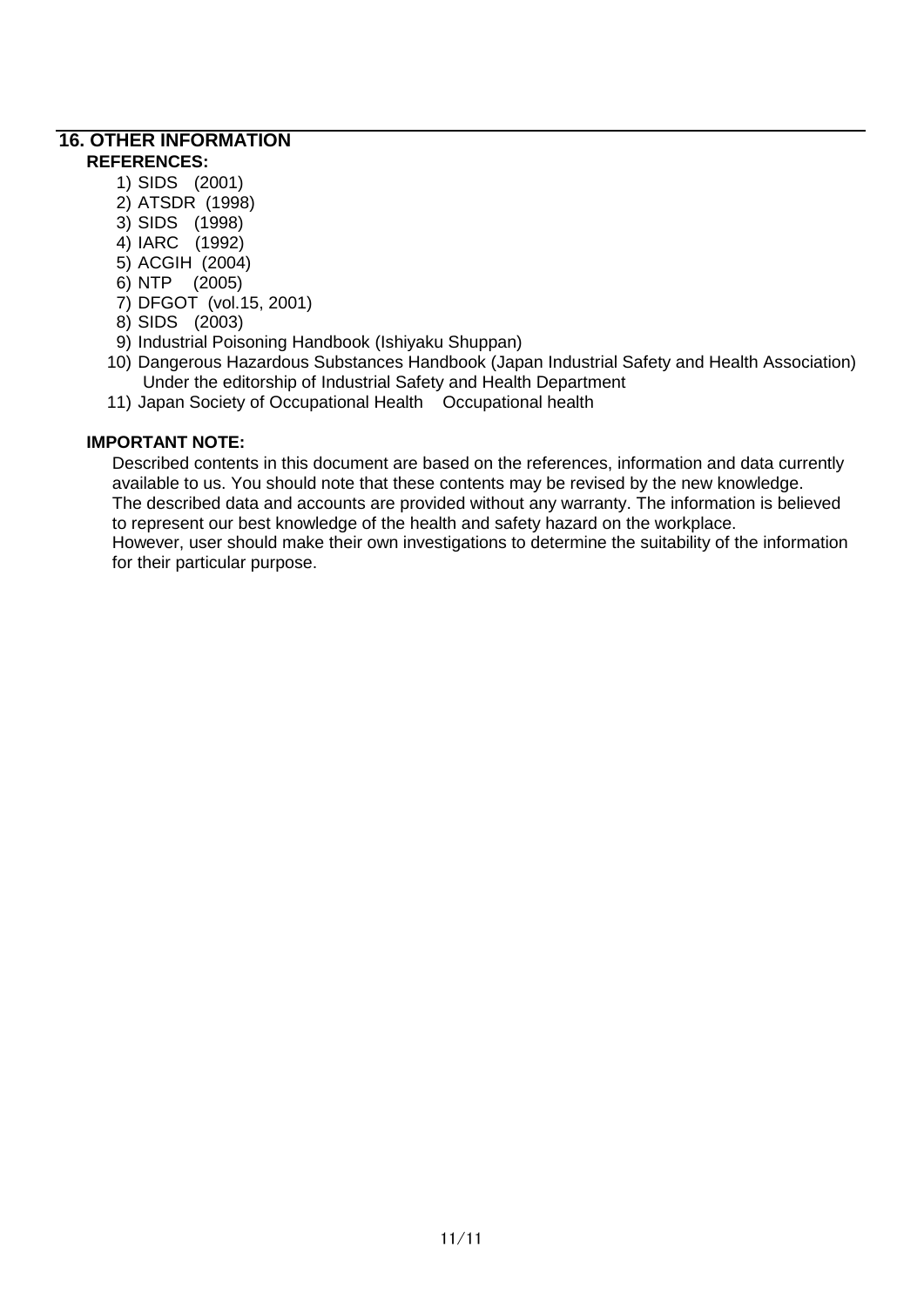## 16. OTHER INFORMATION

**REFERENCES:**

1) SIDS (2001)
2) ATSDR (1998)
3) SIDS (1998)
4) IARC (1992)
5) ACGIH (2004)
6) NTP (2005)
7) DFGOT (vol.15, 2001)
8) SIDS (2003)
9) Industrial Poisoning Handbook (Ishiyaku Shuppan)
10) Dangerous Hazardous Substances Handbook (Japan Industrial Safety and Health Association)
    Under the editorship of Industrial Safety and Health Department
11) Japan Society of Occupational Health Occupational health

**IMPORTANT NOTE:**

Described contents in this document are based on the references, information and data currently available to us. You should note that these contents may be revised by the new knowledge.
The described data and accounts are provided without any warranty. The information is believed to represent our best knowledge of the health and safety hazard on the workplace.
However, user should make their own investigations to determine the suitability of the information for their particular purpose.